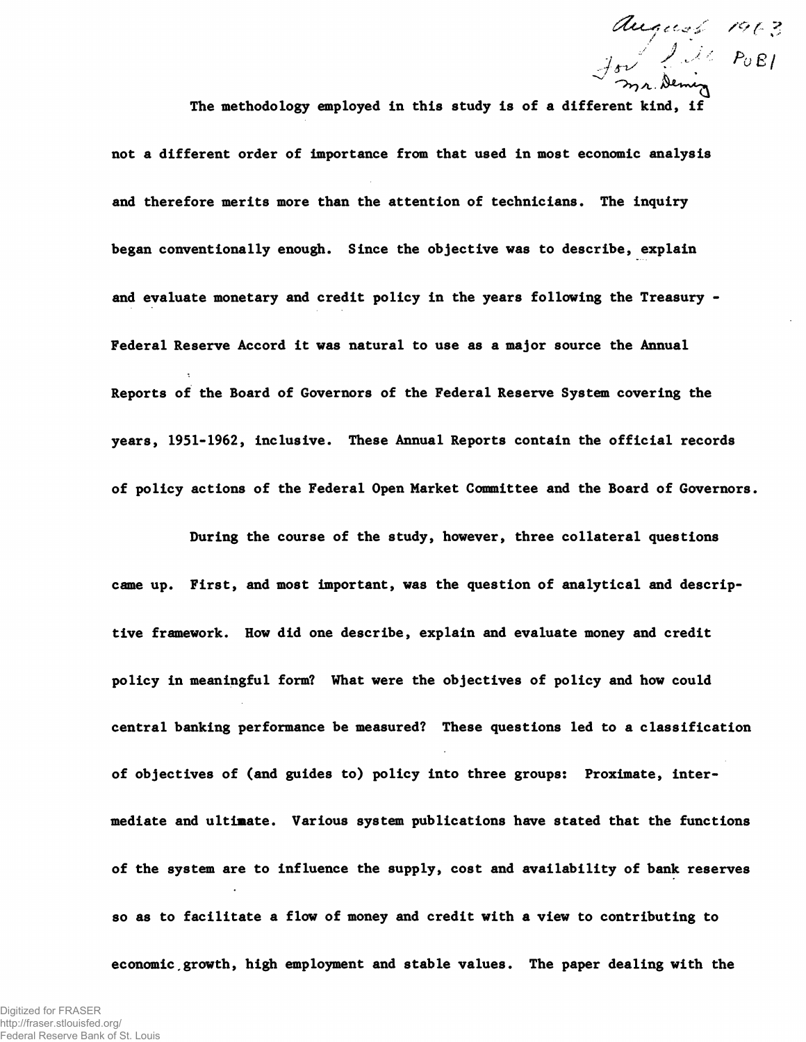August 1963
For Dole PuBl
Mr. Deming

The methodology employed in this study is of a different kind, if not a different order of importance from that used in most economic analysis and therefore merits more than the attention of technicians. The inquiry began conventionally enough. Since the objective was to describe, explain and evaluate monetary and credit policy in the years following the Treasury - Federal Reserve Accord it was natural to use as a major source the Annual Reports of the Board of Governors of the Federal Reserve System covering the years, 1951-1962, inclusive. These Annual Reports contain the official records of policy actions of the Federal Open Market Committee and the Board of Governors.

During the course of the study, however, three collateral questions came up. First, and most important, was the question of analytical and descriptive framework. How did one describe, explain and evaluate money and credit policy in meaningful form? What were the objectives of policy and how could central banking performance be measured? These questions led to a classification of objectives of (and guides to) policy into three groups: Proximate, intermediate and ultimate. Various system publications have stated that the functions of the system are to influence the supply, cost and availability of bank reserves so as to facilitate a flow of money and credit with a view to contributing to economic growth, high employment and stable values. The paper dealing with the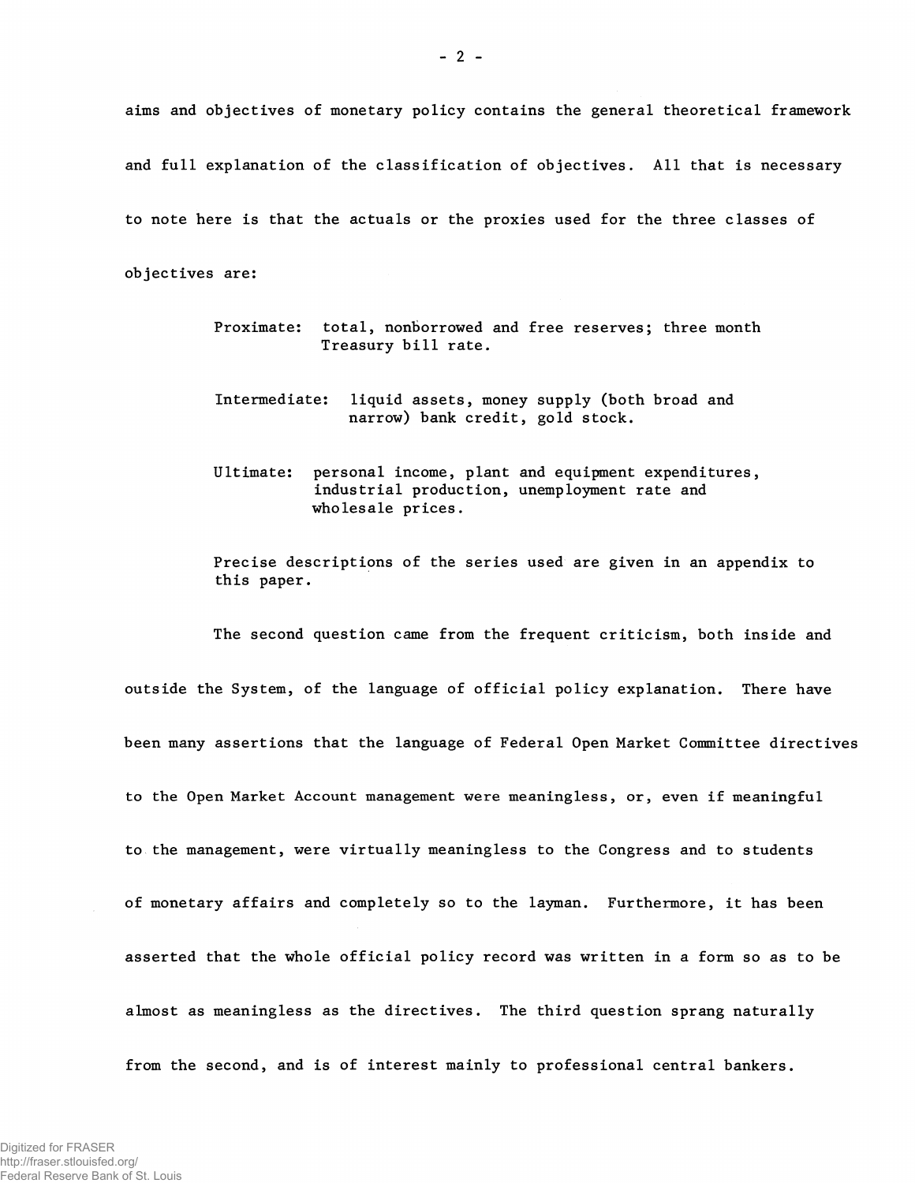aims and objectives of monetary policy contains the general theoretical framework and full explanation of the classification of objectives. All that is necessary to note here is that the actuals or the proxies used for the three classes of objectives are:

> Proximate: total, nonborrowed and free reserves; three month Treasury bill rate.
>
> Intermediate: liquid assets, money supply (both broad and narrow) bank credit, gold stock.
>
> Ultimate: personal income, plant and equipment expenditures, industrial production, unemployment rate and wholesale prices.
>
> Precise descriptions of the series used are given in an appendix to this paper.

The second question came from the frequent criticism, both inside and outside the System, of the language of official policy explanation. There have been many assertions that the language of Federal Open Market Committee directives to the Open Market Account management were meaningless, or, even if meaningful to the management, were virtually meaningless to the Congress and to students of monetary affairs and completely so to the layman. Furthermore, it has been asserted that the whole official policy record was written in a form so as to be almost as meaningless as the directives. The third question sprang naturally from the second, and is of interest mainly to professional central bankers.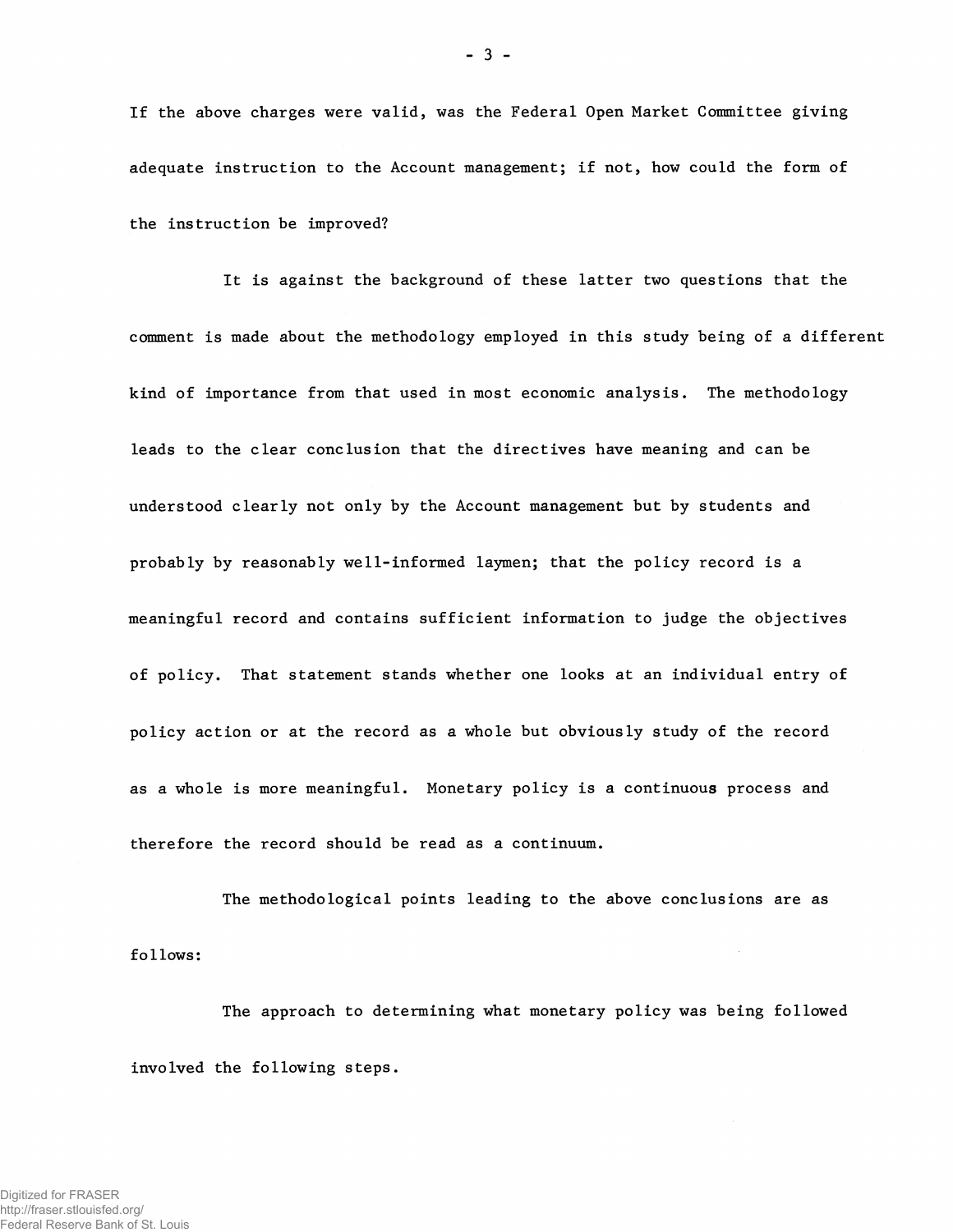If the above charges were valid, was the Federal Open Market Committee giving adequate instruction to the Account management; if not, how could the form of the instruction be improved?

It is against the background of these latter two questions that the comment is made about the methodology employed in this study being of a different kind of importance from that used in most economic analysis. The methodology leads to the clear conclusion that the directives have meaning and can be understood clearly not only by the Account management but by students and probably by reasonably well-informed laymen; that the policy record is a meaningful record and contains sufficient information to judge the objectives of policy. That statement stands whether one looks at an individual entry of policy action or at the record as a whole but obviously study of the record as a whole is more meaningful. Monetary policy is a continuous process and therefore the record should be read as a continuum.

The methodological points leading to the above conclusions are as follows:

The approach to determining what monetary policy was being followed involved the following steps.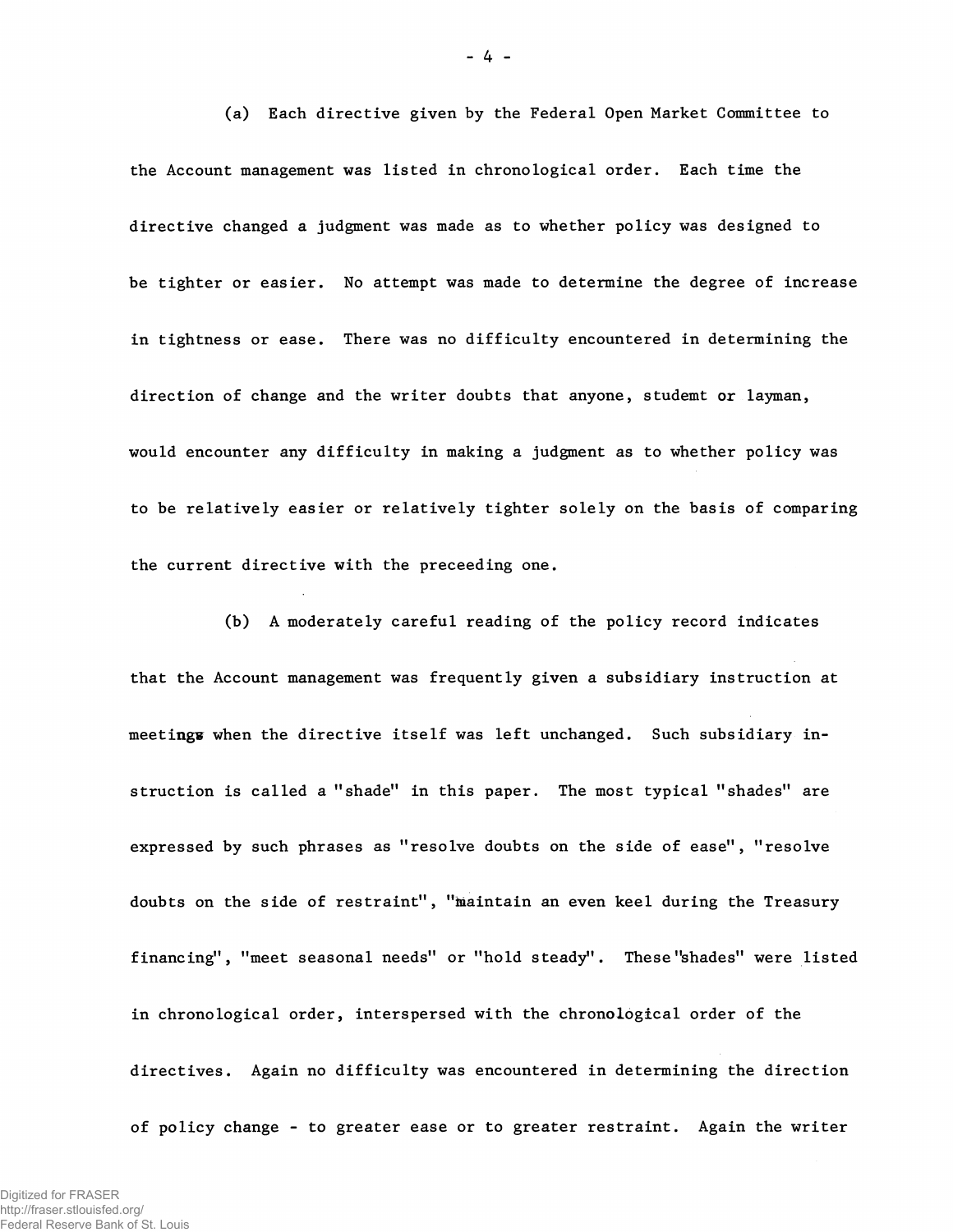(a) Each directive given by the Federal Open Market Committee to the Account management was listed in chronological order. Each time the directive changed a judgment was made as to whether policy was designed to be tighter or easier. No attempt was made to determine the degree of increase in tightness or ease. There was no difficulty encountered in determining the direction of change and the writer doubts that anyone, studemt or layman, would encounter any difficulty in making a judgment as to whether policy was to be relatively easier or relatively tighter solely on the basis of comparing the current directive with the preceeding one.

(b) A moderately careful reading of the policy record indicates that the Account management was frequently given a subsidiary instruction at meetings when the directive itself was left unchanged. Such subsidiary instruction is called a "shade" in this paper. The most typical "shades" are expressed by such phrases as "resolve doubts on the side of ease", "resolve doubts on the side of restraint", "maintain an even keel during the Treasury financing", "meet seasonal needs" or "hold steady". These "shades" were listed in chronological order, interspersed with the chronological order of the directives. Again no difficulty was encountered in determining the direction of policy change - to greater ease or to greater restraint. Again the writer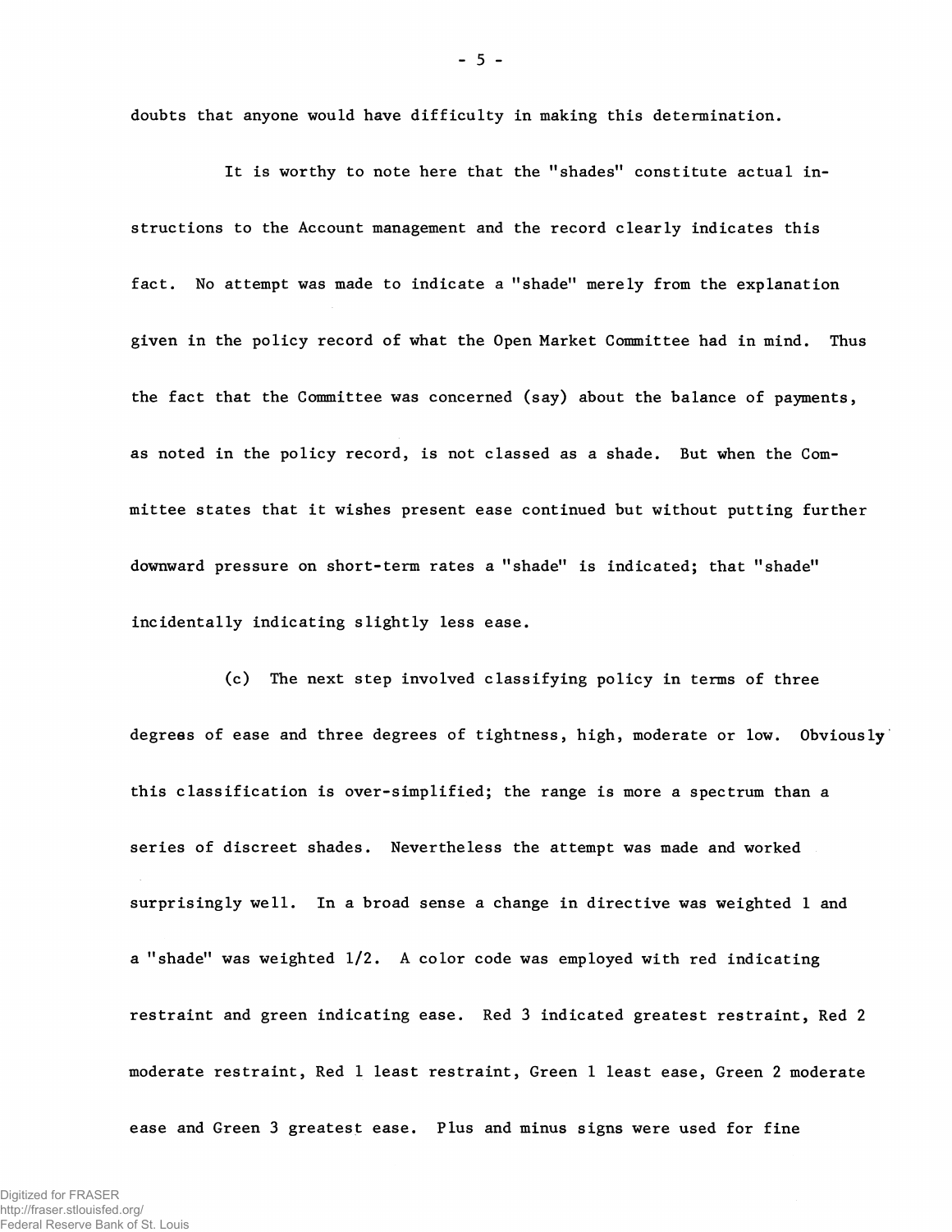doubts that anyone would have difficulty in making this determination.

It is worthy to note here that the "shades" constitute actual instructions to the Account management and the record clearly indicates this fact. No attempt was made to indicate a "shade" merely from the explanation given in the policy record of what the Open Market Committee had in mind. Thus the fact that the Committee was concerned (say) about the balance of payments, as noted in the policy record, is not classed as a shade. But when the Committee states that it wishes present ease continued but without putting further downward pressure on short-term rates a "shade" is indicated; that "shade" incidentally indicating slightly less ease.

(c) The next step involved classifying policy in terms of three degrees of ease and three degrees of tightness, high, moderate or low. Obviously this classification is over-simplified; the range is more a spectrum than a series of discreet shades. Nevertheless the attempt was made and worked surprisingly well. In a broad sense a change in directive was weighted 1 and a "shade" was weighted 1/2. A color code was employed with red indicating restraint and green indicating ease. Red 3 indicated greatest restraint, Red 2 moderate restraint, Red 1 least restraint, Green 1 least ease, Green 2 moderate ease and Green 3 greatest ease. Plus and minus signs were used for fine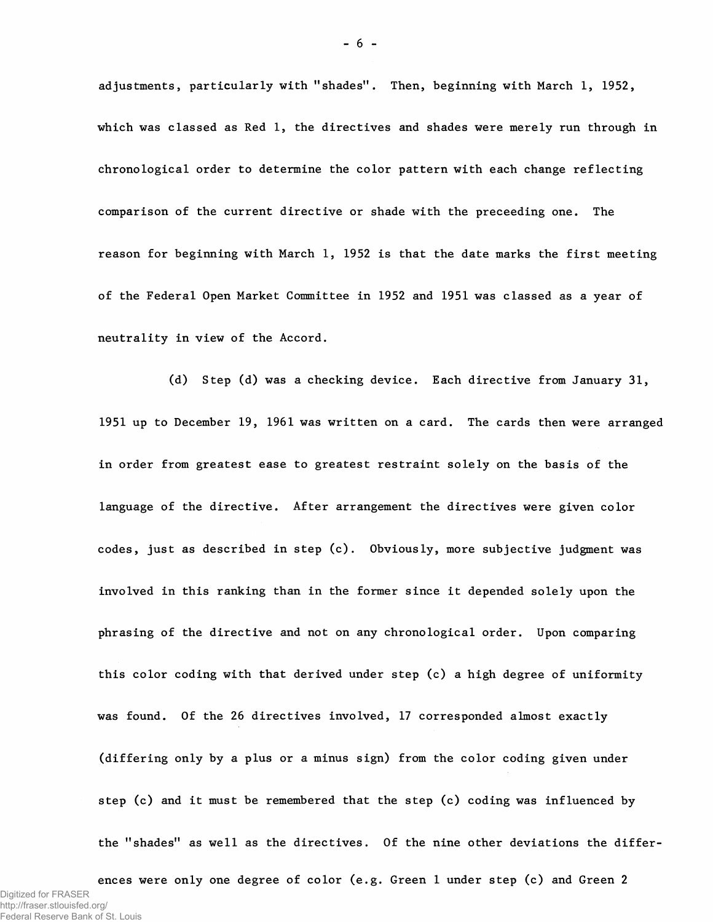adjustments, particularly with "shades". Then, beginning with March 1, 1952, which was classed as Red 1, the directives and shades were merely run through in chronological order to determine the color pattern with each change reflecting comparison of the current directive or shade with the preceeding one. The reason for beginning with March 1, 1952 is that the date marks the first meeting of the Federal Open Market Committee in 1952 and 1951 was classed as a year of neutrality in view of the Accord.

(d) Step (d) was a checking device. Each directive from January 31, 1951 up to December 19, 1961 was written on a card. The cards then were arranged in order from greatest ease to greatest restraint solely on the basis of the language of the directive. After arrangement the directives were given color codes, just as described in step (c). Obviously, more subjective judgment was involved in this ranking than in the former since it depended solely upon the phrasing of the directive and not on any chronological order. Upon comparing this color coding with that derived under step (c) a high degree of uniformity was found. Of the 26 directives involved, 17 corresponded almost exactly (differing only by a plus or a minus sign) from the color coding given under step (c) and it must be remembered that the step (c) coding was influenced by the "shades" as well as the directives. Of the nine other deviations the differences were only one degree of color (e.g. Green 1 under step (c) and Green 2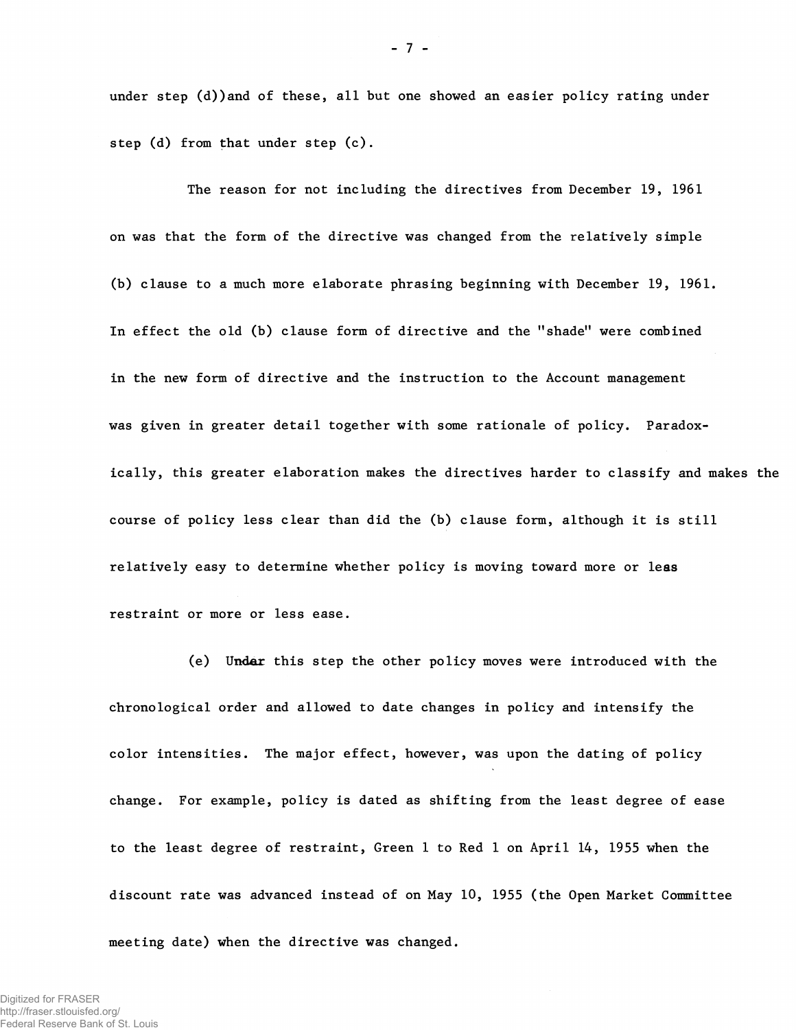under step (d))and of these, all but one showed an easier policy rating under step (d) from that under step (c).

The reason for not including the directives from December 19, 1961 on was that the form of the directive was changed from the relatively simple (b) clause to a much more elaborate phrasing beginning with December 19, 1961. In effect the old (b) clause form of directive and the "shade" were combined in the new form of directive and the instruction to the Account management was given in greater detail together with some rationale of policy. Paradoxically, this greater elaboration makes the directives harder to classify and makes the course of policy less clear than did the (b) clause form, although it is still relatively easy to determine whether policy is moving toward more or less restraint or more or less ease.

(e) Under this step the other policy moves were introduced with the chronological order and allowed to date changes in policy and intensify the color intensities. The major effect, however, was upon the dating of policy change. For example, policy is dated as shifting from the least degree of ease to the least degree of restraint, Green 1 to Red 1 on April 14, 1955 when the discount rate was advanced instead of on May 10, 1955 (the Open Market Committee meeting date) when the directive was changed.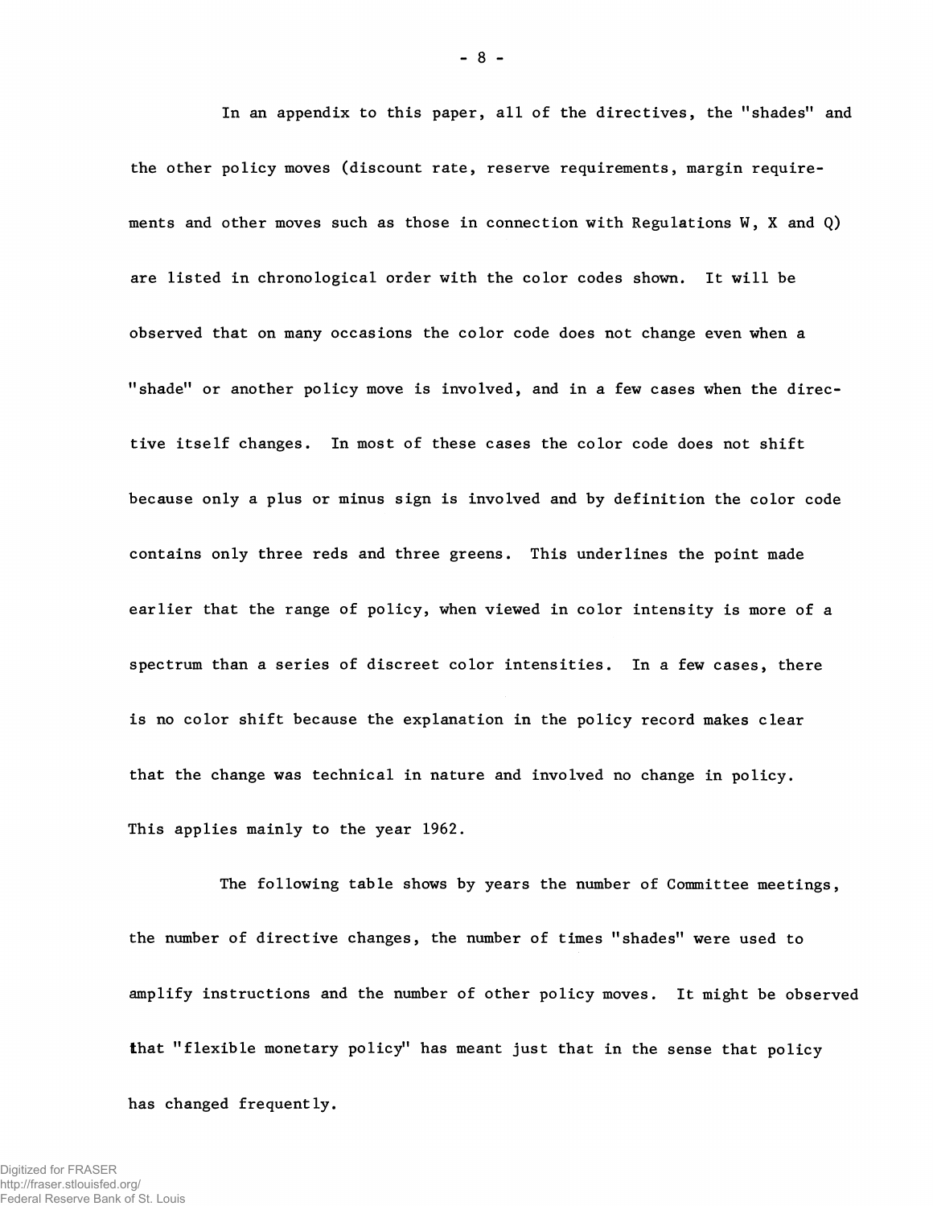In an appendix to this paper, all of the directives, the "shades" and the other policy moves (discount rate, reserve requirements, margin requirements and other moves such as those in connection with Regulations W, X and Q) are listed in chronological order with the color codes shown. It will be observed that on many occasions the color code does not change even when a "shade" or another policy move is involved, and in a few cases when the directive itself changes. In most of these cases the color code does not shift because only a plus or minus sign is involved and by definition the color code contains only three reds and three greens. This underlines the point made earlier that the range of policy, when viewed in color intensity is more of a spectrum than a series of discreet color intensities. In a few cases, there is no color shift because the explanation in the policy record makes clear that the change was technical in nature and involved no change in policy. This applies mainly to the year 1962.

The following table shows by years the number of Committee meetings, the number of directive changes, the number of times "shades" were used to amplify instructions and the number of other policy moves. It might be observed that "flexible monetary policy" has meant just that in the sense that policy has changed frequently.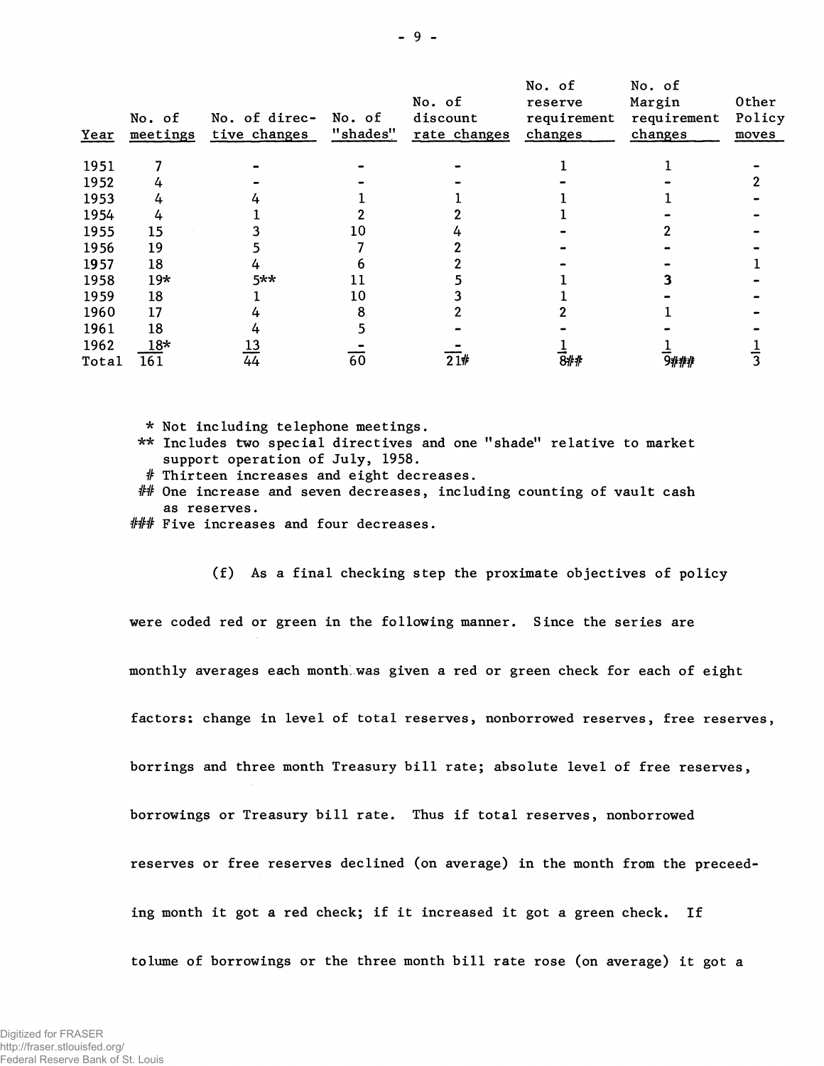| Year | No. of meetings | No. of directive changes | No. of "shades" | No. of discount rate changes | No. of reserve requirement changes | No. of Margin requirement changes | Other Policy moves |
|---|---|---|---|---|---|---|---|
| 1951 | 7 | - | - | - | 1 | 1 | - |
| 1952 | 4 | - | - | - | - | - | 2 |
| 1953 | 4 | 4 | 1 | 1 | 1 | 1 | - |
| 1954 | 4 | 1 | 2 | 2 | 1 | - | - |
| 1955 | 15 | 3 | 10 | 4 | - | 2 | - |
| 1956 | 19 | 5 | 7 | 2 | - | - | - |
| 1957 | 18 | 4 | 6 | 2 | - | - | 1 |
| 1958 | 19* | 5** | 11 | 5 | 1 | 3 | - |
| 1959 | 18 | 1 | 10 | 3 | 1 | - | - |
| 1960 | 17 | 4 | 8 | 2 | 2 | 1 | - |
| 1961 | 18 | 4 | 5 | - | - | - | - |
| 1962 | 18* | 13 | - | - | 1 | 1 | 1 |
| Total | 161 | 44 | 60 | 21# | 8## | 9### | 3 |

\* Not including telephone meetings.

** Includes two special directives and one "shade" relative to market support operation of July, 1958.

# Thirteen increases and eight decreases.

## One increase and seven decreases, including counting of vault cash as reserves.

### Five increases and four decreases.

(f) As a final checking step the proximate objectives of policy were coded red or green in the following manner. Since the series are monthly averages each month was given a red or green check for each of eight factors: change in level of total reserves, nonborrowed reserves, free reserves, borrings and three month Treasury bill rate; absolute level of free reserves, borrowings or Treasury bill rate. Thus if total reserves, nonborrowed reserves or free reserves declined (on average) in the month from the preceeding month it got a red check; if it increased it got a green check. If tolume of borrowings or the three month bill rate rose (on average) it got a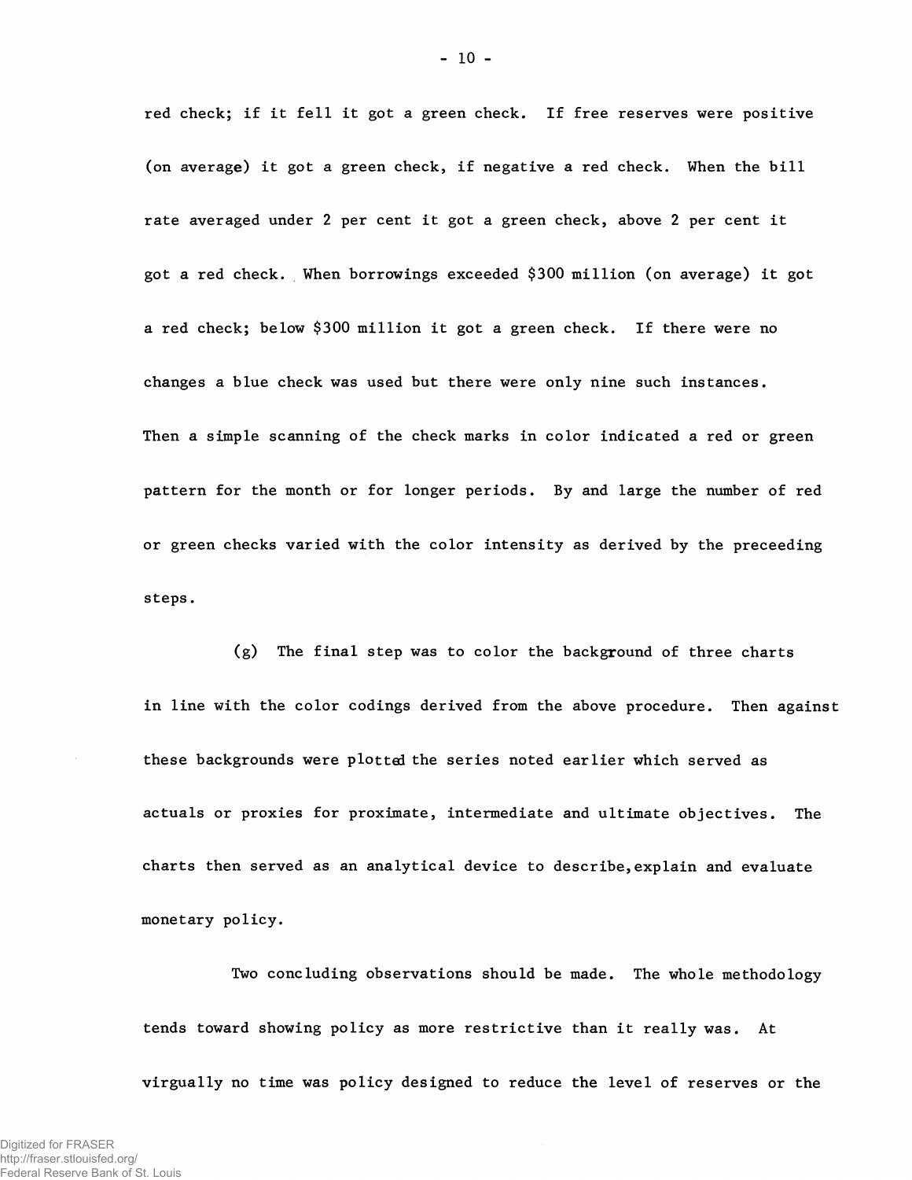red check; if it fell it got a green check. If free reserves were positive (on average) it got a green check, if negative a red check. When the bill rate averaged under 2 per cent it got a green check, above 2 per cent it got a red check. When borrowings exceeded $300 million (on average) it got a red check; below $300 million it got a green check. If there were no changes a blue check was used but there were only nine such instances. Then a simple scanning of the check marks in color indicated a red or green pattern for the month or for longer periods. By and large the number of red or green checks varied with the color intensity as derived by the preceeding steps.

(g) The final step was to color the background of three charts in line with the color codings derived from the above procedure. Then against these backgrounds were plotted the series noted earlier which served as actuals or proxies for proximate, intermediate and ultimate objectives. The charts then served as an analytical device to describe, explain and evaluate monetary policy.

Two concluding observations should be made. The whole methodology tends toward showing policy as more restrictive than it really was. At virgually no time was policy designed to reduce the level of reserves or the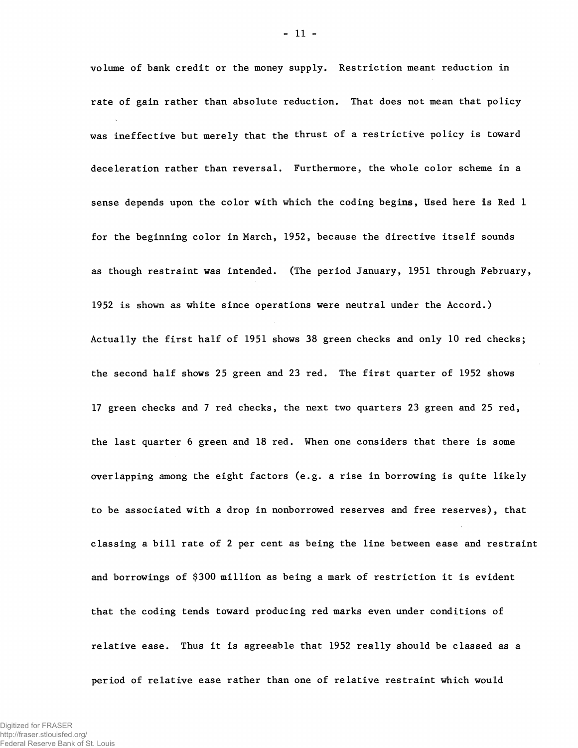volume of bank credit or the money supply. Restriction meant reduction in rate of gain rather than absolute reduction. That does not mean that policy was ineffective but merely that the thrust of a restrictive policy is toward deceleration rather than reversal. Furthermore, the whole color scheme in a sense depends upon the color with which the coding begins, Used here is Red 1 for the beginning color in March, 1952, because the directive itself sounds as though restraint was intended. (The period January, 1951 through February, 1952 is shown as white since operations were neutral under the Accord.) Actually the first half of 1951 shows 38 green checks and only 10 red checks; the second half shows 25 green and 23 red. The first quarter of 1952 shows 17 green checks and 7 red checks, the next two quarters 23 green and 25 red, the last quarter 6 green and 18 red. When one considers that there is some overlapping among the eight factors (e.g. a rise in borrowing is quite likely to be associated with a drop in nonborrowed reserves and free reserves), that classing a bill rate of 2 per cent as being the line between ease and restraint and borrowings of $300 million as being a mark of restriction it is evident that the coding tends toward producing red marks even under conditions of relative ease. Thus it is agreeable that 1952 really should be classed as a period of relative ease rather than one of relative restraint which would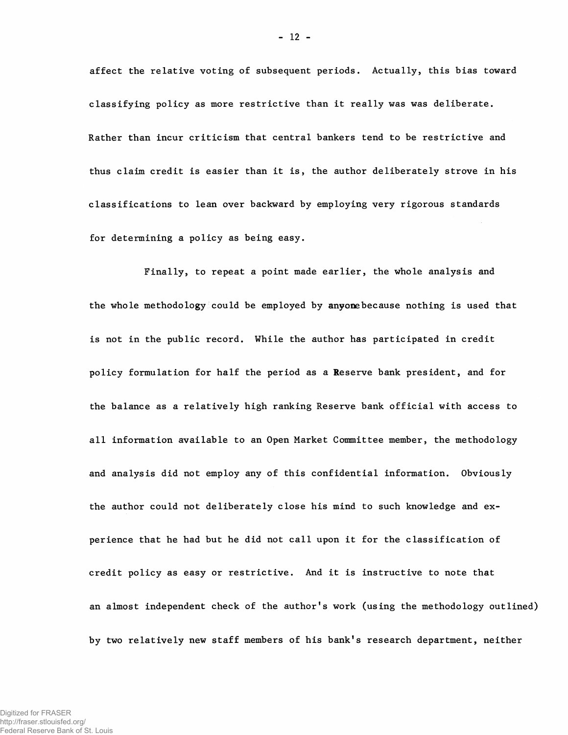affect the relative voting of subsequent periods. Actually, this bias toward classifying policy as more restrictive than it really was was deliberate. Rather than incur criticism that central bankers tend to be restrictive and thus claim credit is easier than it is, the author deliberately strove in his classifications to lean over backward by employing very rigorous standards for determining a policy as being easy.

Finally, to repeat a point made earlier, the whole analysis and the whole methodology could be employed by anyone because nothing is used that is not in the public record. While the author has participated in credit policy formulation for half the period as a Reserve bank president, and for the balance as a relatively high ranking Reserve bank official with access to all information available to an Open Market Committee member, the methodology and analysis did not employ any of this confidential information. Obviously the author could not deliberately close his mind to such knowledge and experience that he had but he did not call upon it for the classification of credit policy as easy or restrictive. And it is instructive to note that an almost independent check of the author's work (using the methodology outlined) by two relatively new staff members of his bank's research department, neither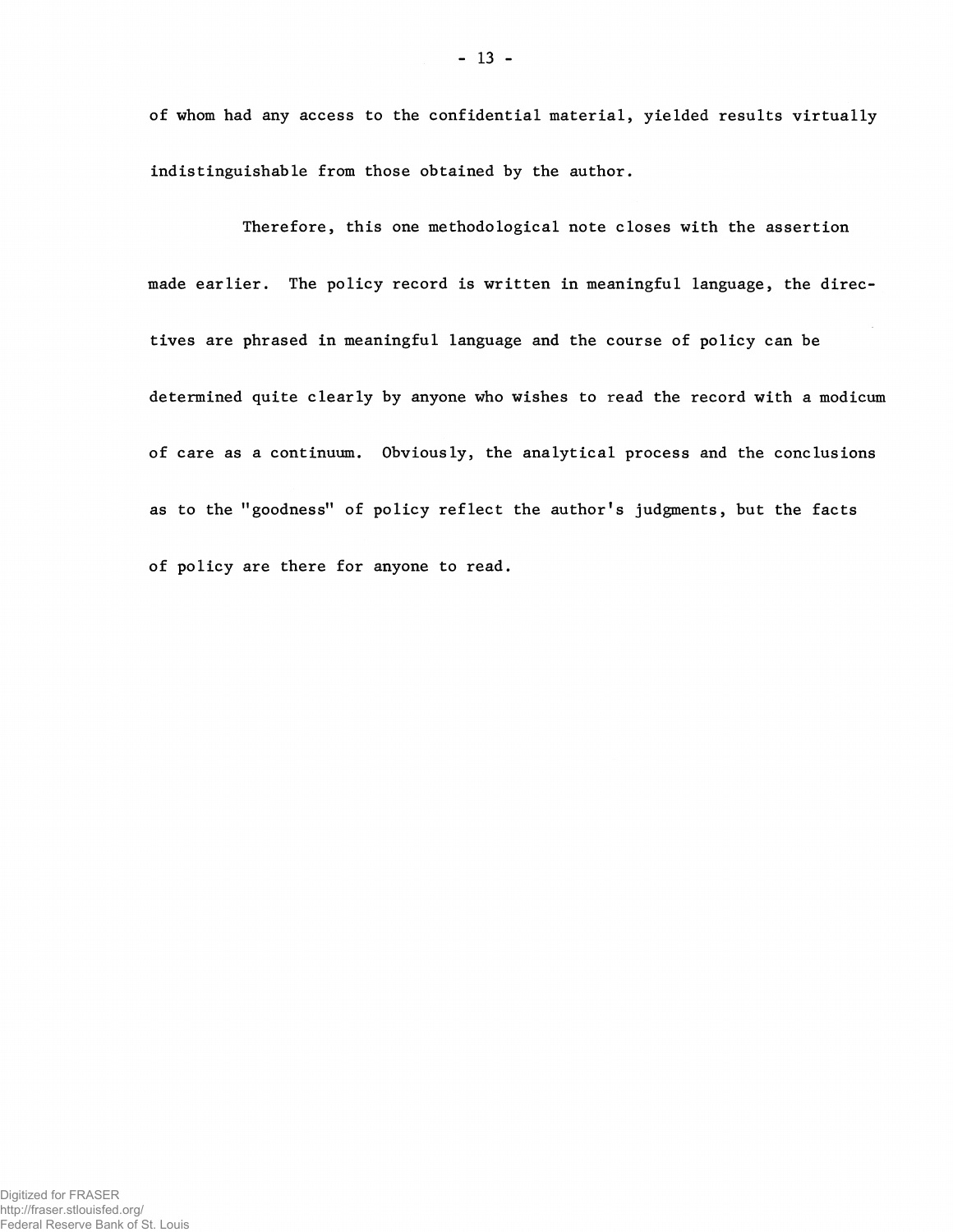of whom had any access to the confidential material, yielded results virtually indistinguishable from those obtained by the author.

Therefore, this one methodological note closes with the assertion made earlier. The policy record is written in meaningful language, the directives are phrased in meaningful language and the course of policy can be determined quite clearly by anyone who wishes to read the record with a modicum of care as a continuum. Obviously, the analytical process and the conclusions as to the "goodness" of policy reflect the author's judgments, but the facts of policy are there for anyone to read.